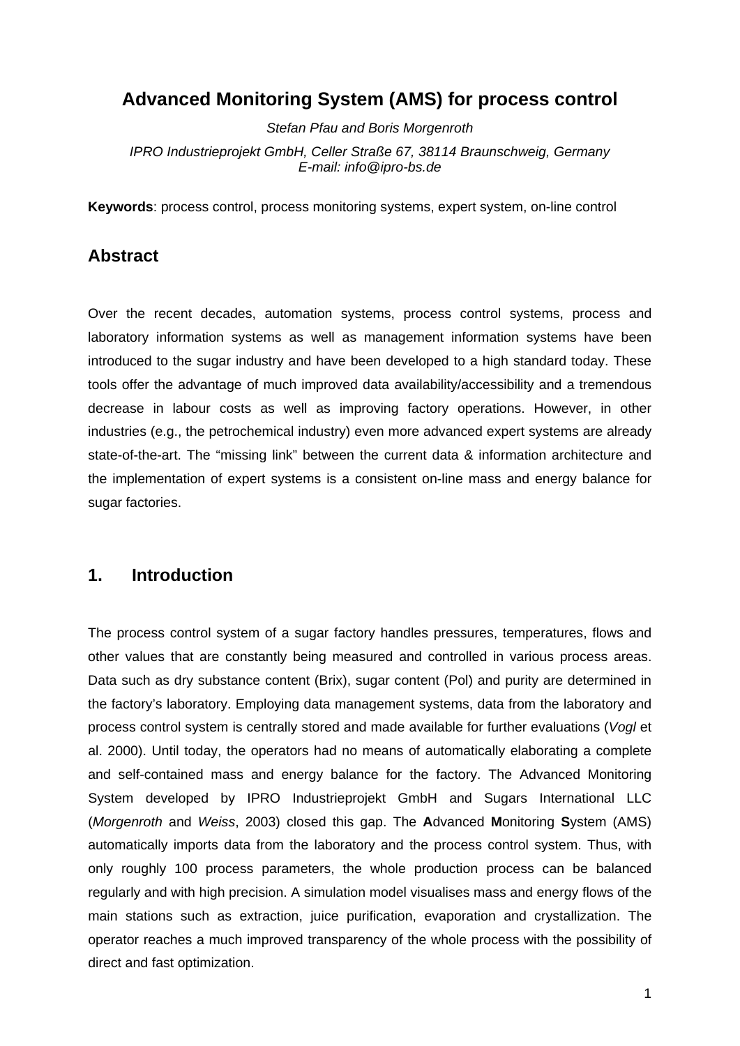# Advanced Monitoring System (AMS) for process control

*Stefan Pfau and Boris Morgenroth*

*IPRO Industrieprojekt GmbH, Celler Straße 67, 38114 Braunschweig, Germany*
*E-mail: info@ipro-bs.de*

**Keywords**: process control, process monitoring systems, expert system, on-line control

## Abstract

Over the recent decades, automation systems, process control systems, process and laboratory information systems as well as management information systems have been introduced to the sugar industry and have been developed to a high standard today. These tools offer the advantage of much improved data availability/accessibility and a tremendous decrease in labour costs as well as improving factory operations. However, in other industries (e.g., the petrochemical industry) even more advanced expert systems are already state-of-the-art. The "missing link" between the current data & information architecture and the implementation of expert systems is a consistent on-line mass and energy balance for sugar factories.

## 1. Introduction

The process control system of a sugar factory handles pressures, temperatures, flows and other values that are constantly being measured and controlled in various process areas. Data such as dry substance content (Brix), sugar content (Pol) and purity are determined in the factory's laboratory. Employing data management systems, data from the laboratory and process control system is centrally stored and made available for further evaluations (*Vogl* et al. 2000). Until today, the operators had no means of automatically elaborating a complete and self-contained mass and energy balance for the factory. The Advanced Monitoring System developed by IPRO Industrieprojekt GmbH and Sugars International LLC (*Morgenroth* and *Weiss*, 2003) closed this gap. The **A**dvanced **M**onitoring **S**ystem (AMS) automatically imports data from the laboratory and the process control system. Thus, with only roughly 100 process parameters, the whole production process can be balanced regularly and with high precision. A simulation model visualises mass and energy flows of the main stations such as extraction, juice purification, evaporation and crystallization. The operator reaches a much improved transparency of the whole process with the possibility of direct and fast optimization.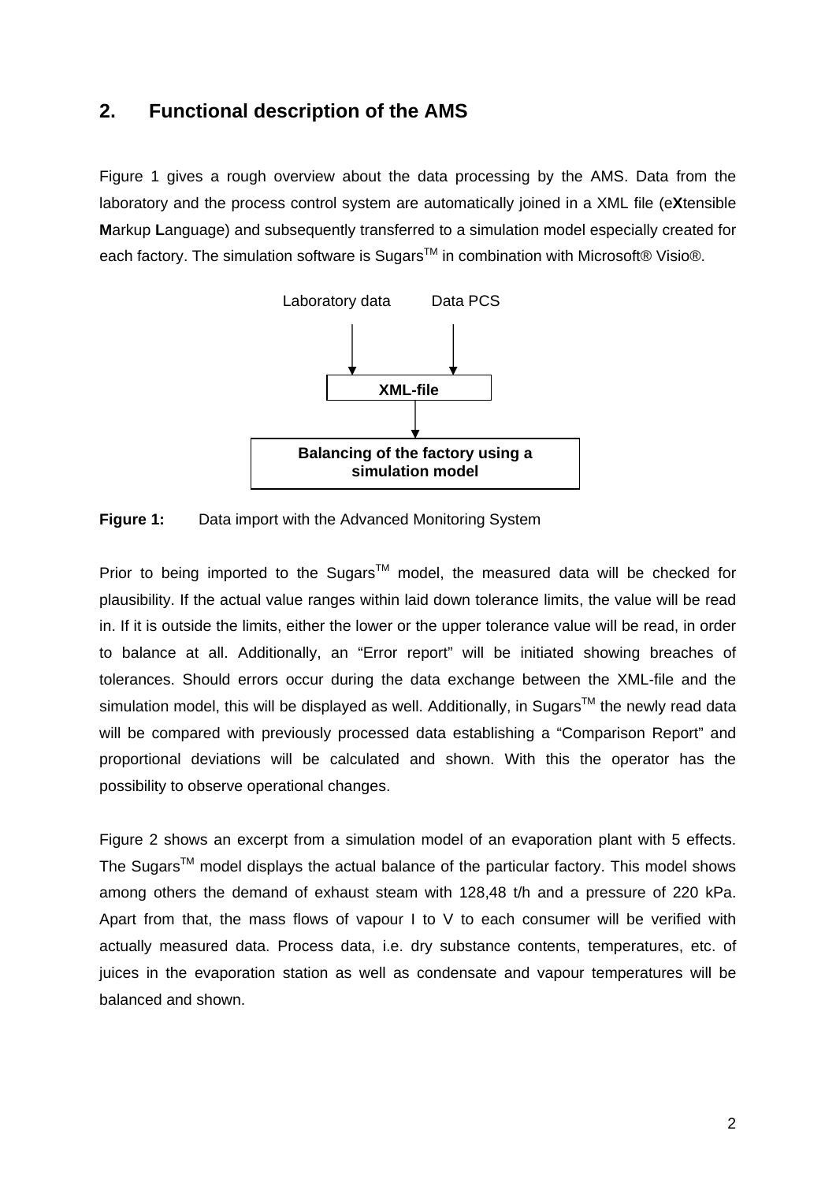## 2. Functional description of the AMS

Figure 1 gives a rough overview about the data processing by the AMS. Data from the laboratory and the process control system are automatically joined in a XML file (e**X**tensible **M**arkup **L**anguage) and subsequently transferred to a simulation model especially created for each factory. The simulation software is Sugars™ in combination with Microsoft® Visio®.

Laboratory data Data PCS

**XML-file**

**Balancing of the factory using a simulation model**

**Figure 1:** Data import with the Advanced Monitoring System

Prior to being imported to the Sugars™ model, the measured data will be checked for plausibility. If the actual value ranges within laid down tolerance limits, the value will be read in. If it is outside the limits, either the lower or the upper tolerance value will be read, in order to balance at all. Additionally, an "Error report" will be initiated showing breaches of tolerances. Should errors occur during the data exchange between the XML-file and the simulation model, this will be displayed as well. Additionally, in Sugars™ the newly read data will be compared with previously processed data establishing a "Comparison Report" and proportional deviations will be calculated and shown. With this the operator has the possibility to observe operational changes.

Figure 2 shows an excerpt from a simulation model of an evaporation plant with 5 effects. The Sugars™ model displays the actual balance of the particular factory. This model shows among others the demand of exhaust steam with 128,48 t/h and a pressure of 220 kPa. Apart from that, the mass flows of vapour I to V to each consumer will be verified with actually measured data. Process data, i.e. dry substance contents, temperatures, etc. of juices in the evaporation station as well as condensate and vapour temperatures will be balanced and shown.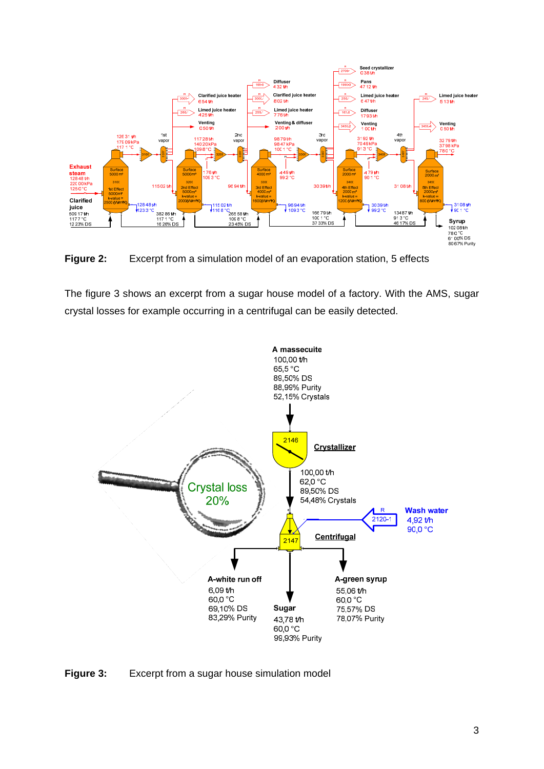**Figure 2:** Excerpt from a simulation model of an evaporation station, 5 effects

The figure 3 shows an excerpt from a sugar house model of a factory. With the AMS, sugar crystal losses for example occurring in a centrifugal can be easily detected.

**Figure 3:** Excerpt from a sugar house simulation model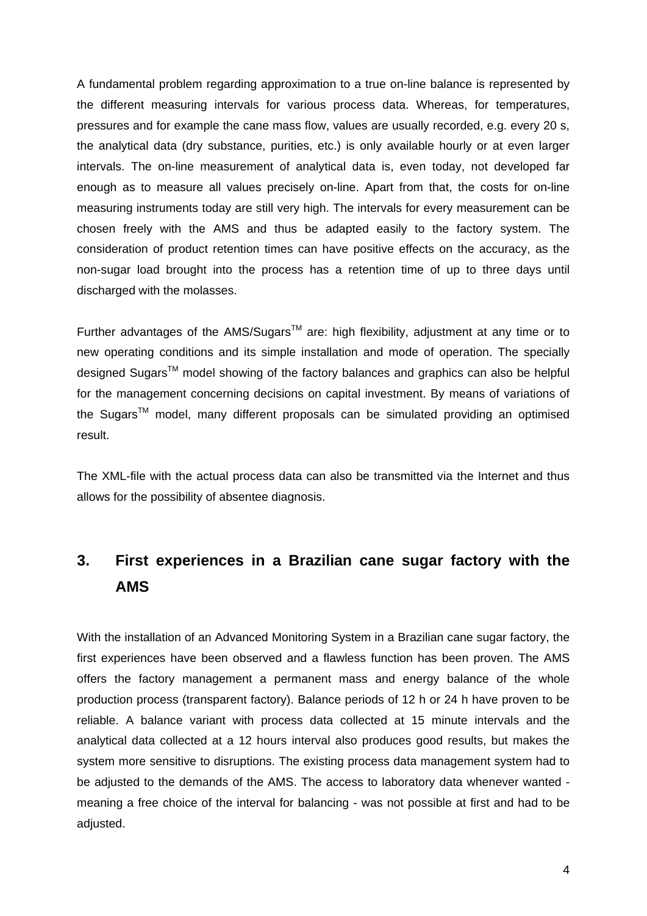A fundamental problem regarding approximation to a true on-line balance is represented by the different measuring intervals for various process data. Whereas, for temperatures, pressures and for example the cane mass flow, values are usually recorded, e.g. every 20 s, the analytical data (dry substance, purities, etc.) is only available hourly or at even larger intervals. The on-line measurement of analytical data is, even today, not developed far enough as to measure all values precisely on-line. Apart from that, the costs for on-line measuring instruments today are still very high. The intervals for every measurement can be chosen freely with the AMS and thus be adapted easily to the factory system. The consideration of product retention times can have positive effects on the accuracy, as the non-sugar load brought into the process has a retention time of up to three days until discharged with the molasses.

Further advantages of the AMS/Sugars™ are: high flexibility, adjustment at any time or to new operating conditions and its simple installation and mode of operation. The specially designed Sugars™ model showing of the factory balances and graphics can also be helpful for the management concerning decisions on capital investment. By means of variations of the Sugars™ model, many different proposals can be simulated providing an optimised result.

The XML-file with the actual process data can also be transmitted via the Internet and thus allows for the possibility of absentee diagnosis.

## 3. First experiences in a Brazilian cane sugar factory with the AMS

With the installation of an Advanced Monitoring System in a Brazilian cane sugar factory, the first experiences have been observed and a flawless function has been proven. The AMS offers the factory management a permanent mass and energy balance of the whole production process (transparent factory). Balance periods of 12 h or 24 h have proven to be reliable. A balance variant with process data collected at 15 minute intervals and the analytical data collected at a 12 hours interval also produces good results, but makes the system more sensitive to disruptions. The existing process data management system had to be adjusted to the demands of the AMS. The access to laboratory data whenever wanted - meaning a free choice of the interval for balancing - was not possible at first and had to be adjusted.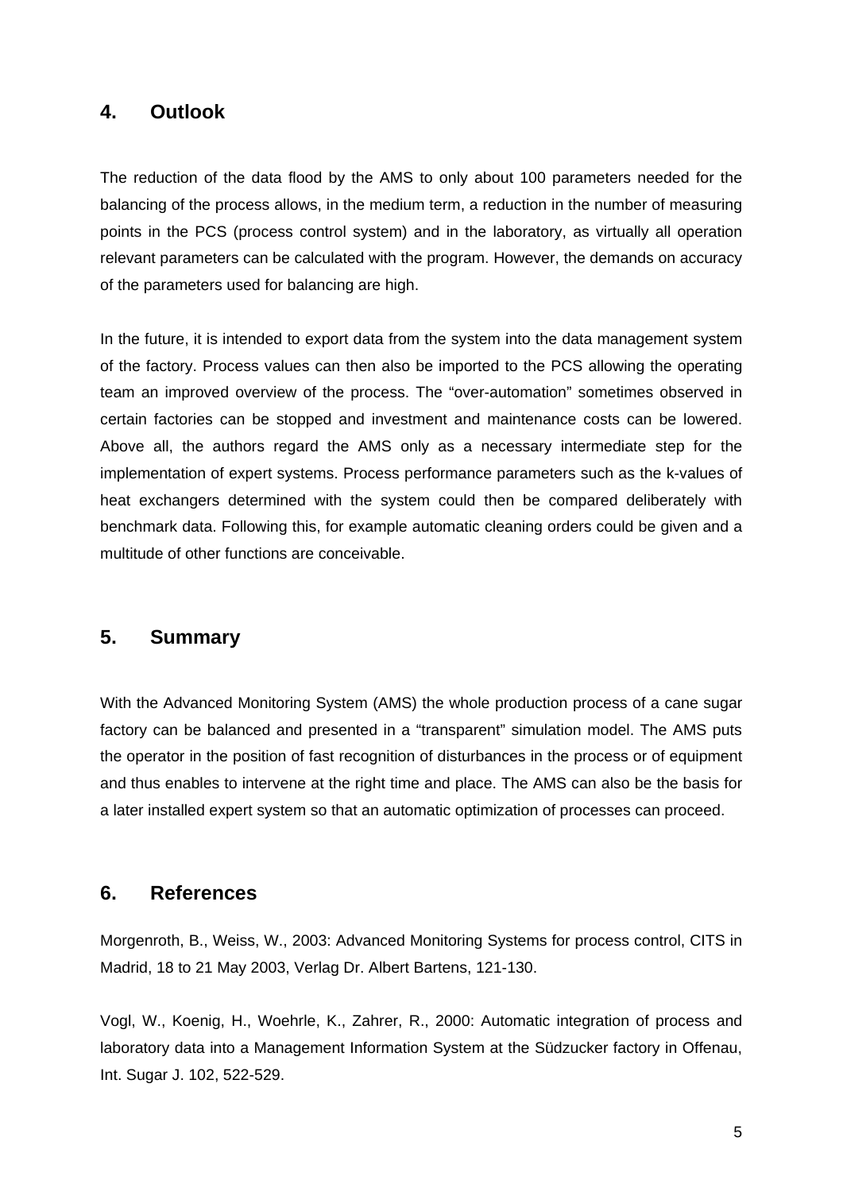## 4. Outlook

The reduction of the data flood by the AMS to only about 100 parameters needed for the balancing of the process allows, in the medium term, a reduction in the number of measuring points in the PCS (process control system) and in the laboratory, as virtually all operation relevant parameters can be calculated with the program. However, the demands on accuracy of the parameters used for balancing are high.

In the future, it is intended to export data from the system into the data management system of the factory. Process values can then also be imported to the PCS allowing the operating team an improved overview of the process. The "over-automation" sometimes observed in certain factories can be stopped and investment and maintenance costs can be lowered. Above all, the authors regard the AMS only as a necessary intermediate step for the implementation of expert systems. Process performance parameters such as the k-values of heat exchangers determined with the system could then be compared deliberately with benchmark data. Following this, for example automatic cleaning orders could be given and a multitude of other functions are conceivable.

## 5. Summary

With the Advanced Monitoring System (AMS) the whole production process of a cane sugar factory can be balanced and presented in a "transparent" simulation model. The AMS puts the operator in the position of fast recognition of disturbances in the process or of equipment and thus enables to intervene at the right time and place. The AMS can also be the basis for a later installed expert system so that an automatic optimization of processes can proceed.

## 6. References

Morgenroth, B., Weiss, W., 2003: Advanced Monitoring Systems for process control, CITS in Madrid, 18 to 21 May 2003, Verlag Dr. Albert Bartens, 121-130.

Vogl, W., Koenig, H., Woehrle, K., Zahrer, R., 2000: Automatic integration of process and laboratory data into a Management Information System at the Südzucker factory in Offenau, Int. Sugar J. 102, 522-529.